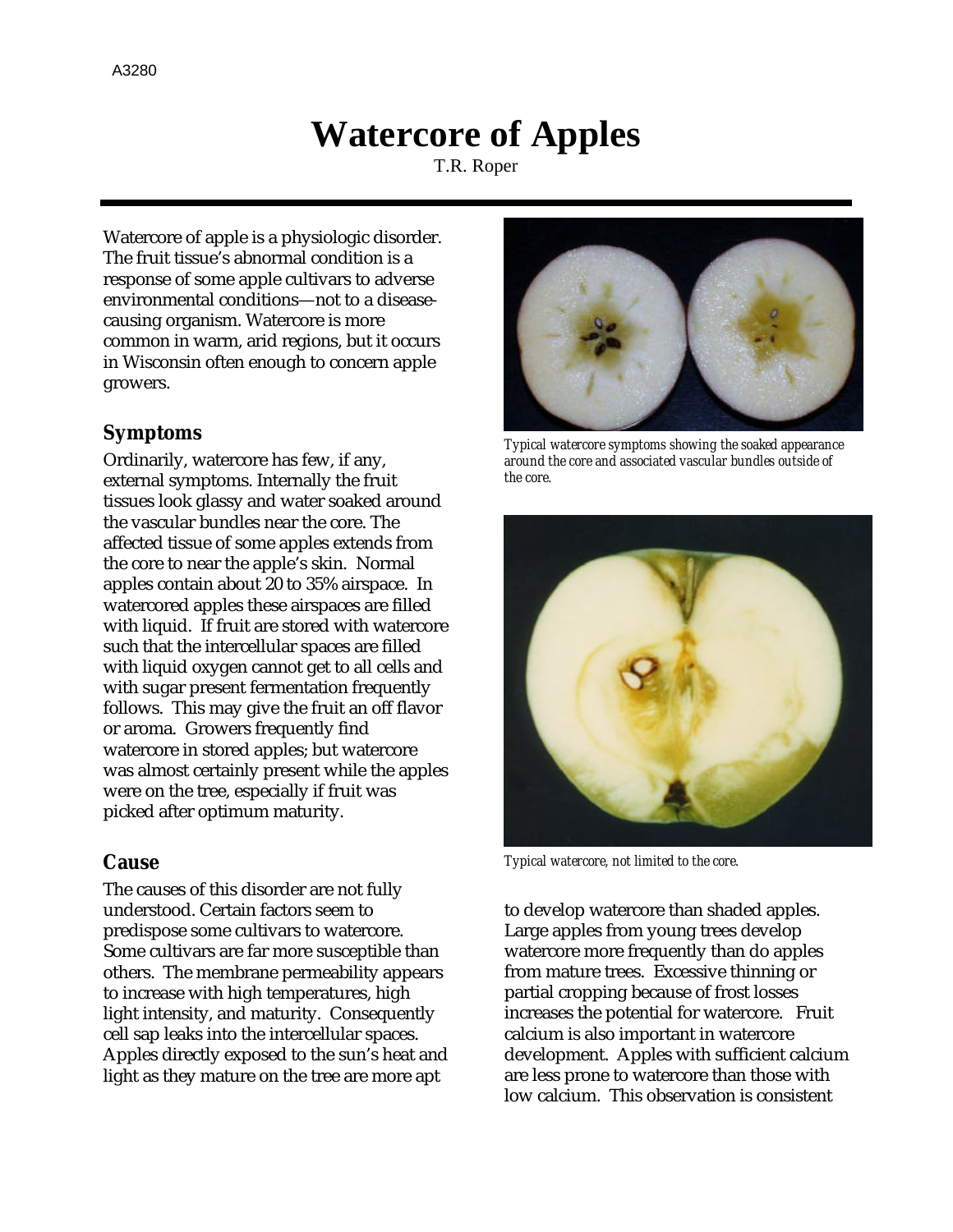A3280

# Watercore of Apples

T.R. Roper

Watercore of apple is a physiologic disorder. The fruit tissue's abnormal condition is a response of some apple cultivars to adverse environmental conditions—not to a disease-causing organism. Watercore is more common in warm, arid regions, but it occurs in Wisconsin often enough to concern apple growers.

## Symptoms

Ordinarily, watercore has few, if any, external symptoms. Internally the fruit tissues look glassy and water soaked around the vascular bundles near the core. The affected tissue of some apples extends from the core to near the apple's skin. Normal apples contain about 20 to 35% airspace. In watercored apples these airspaces are filled with liquid. If fruit are stored with watercore such that the intercellular spaces are filled with liquid oxygen cannot get to all cells and with sugar present fermentation frequently follows. This may give the fruit an off flavor or aroma. Growers frequently find watercore in stored apples; but watercore was almost certainly present while the apples were on the tree, especially if fruit was picked after optimum maturity.

*Typical watercore symptoms showing the soaked appearance around the core and associated vascular bundles outside of the core.*

*Typical watercore, not limited to the core.*

## Cause

The causes of this disorder are not fully understood. Certain factors seem to predispose some cultivars to watercore. Some cultivars are far more susceptible than others. The membrane permeability appears to increase with high temperatures, high light intensity, and maturity. Consequently cell sap leaks into the intercellular spaces. Apples directly exposed to the sun's heat and light as they mature on the tree are more apt to develop watercore than shaded apples. Large apples from young trees develop watercore more frequently than do apples from mature trees. Excessive thinning or partial cropping because of frost losses increases the potential for watercore. Fruit calcium is also important in watercore development. Apples with sufficient calcium are less prone to watercore than those with low calcium. This observation is consistent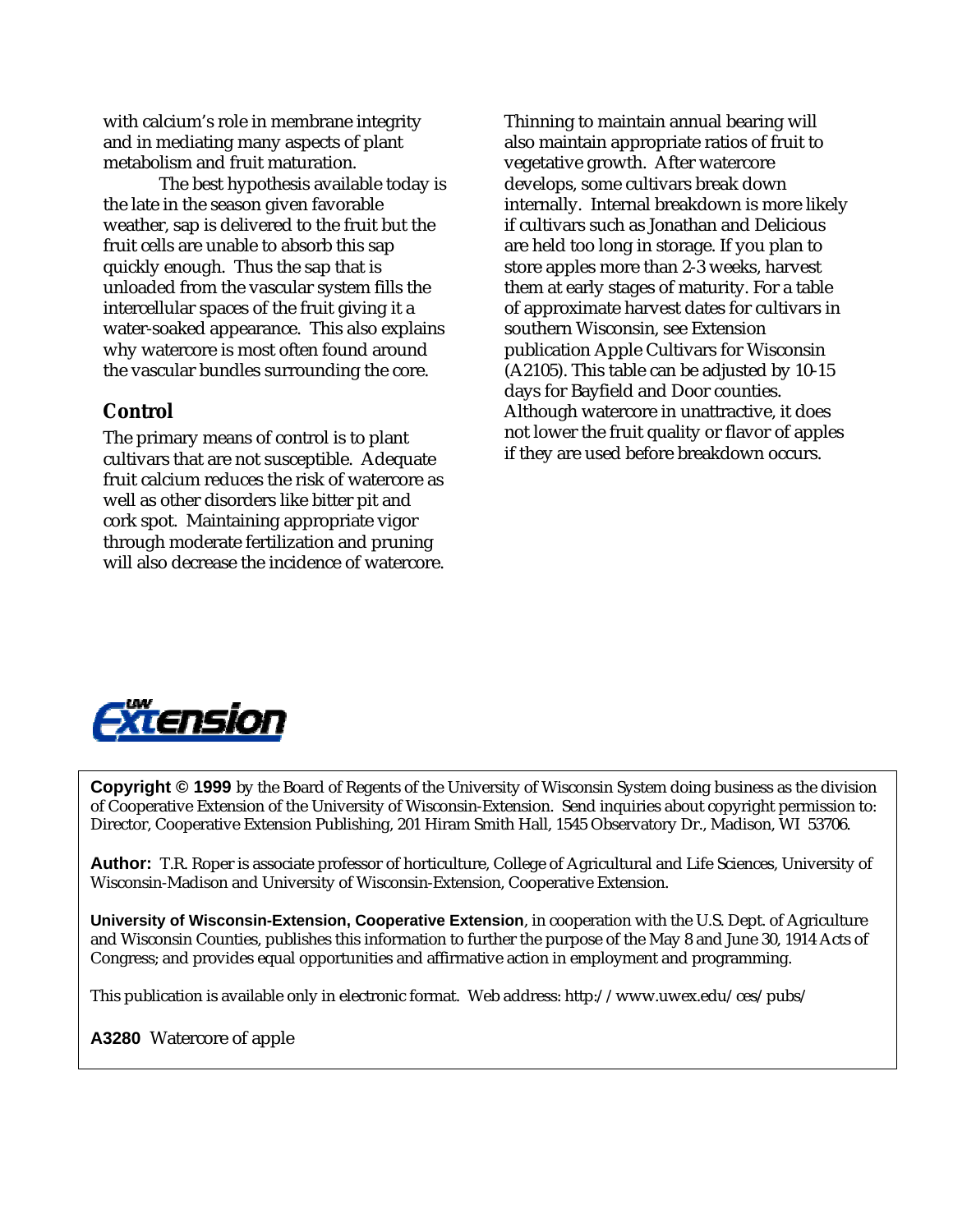with calcium's role in membrane integrity and in mediating many aspects of plant metabolism and fruit maturation.

The best hypothesis available today is the late in the season given favorable weather, sap is delivered to the fruit but the fruit cells are unable to absorb this sap quickly enough. Thus the sap that is unloaded from the vascular system fills the intercellular spaces of the fruit giving it a water-soaked appearance. This also explains why watercore is most often found around the vascular bundles surrounding the core.

## Control

The primary means of control is to plant cultivars that are not susceptible. Adequate fruit calcium reduces the risk of watercore as well as other disorders like bitter pit and cork spot. Maintaining appropriate vigor through moderate fertilization and pruning will also decrease the incidence of watercore. Thinning to maintain annual bearing will also maintain appropriate ratios of fruit to vegetative growth. After watercore develops, some cultivars break down internally. Internal breakdown is more likely if cultivars such as Jonathan and Delicious are held too long in storage. If you plan to store apples more than 2-3 weeks, harvest them at early stages of maturity. For a table of approximate harvest dates for cultivars in southern Wisconsin, see Extension publication Apple Cultivars for Wisconsin (A2105). This table can be adjusted by 10-15 days for Bayfield and Door counties. Although watercore in unattractive, it does not lower the fruit quality or flavor of apples if they are used before breakdown occurs.

UW Extension

**Copyright © 1999** by the Board of Regents of the University of Wisconsin System doing business as the division of Cooperative Extension of the University of Wisconsin-Extension. Send inquiries about copyright permission to: Director, Cooperative Extension Publishing, 201 Hiram Smith Hall, 1545 Observatory Dr., Madison, WI 53706.

**Author:** T.R. Roper is associate professor of horticulture, College of Agricultural and Life Sciences, University of Wisconsin-Madison and University of Wisconsin-Extension, Cooperative Extension.

**University of Wisconsin-Extension, Cooperative Extension**, in cooperation with the U.S. Dept. of Agriculture and Wisconsin Counties, publishes this information to further the purpose of the May 8 and June 30, 1914 Acts of Congress; and provides equal opportunities and affirmative action in employment and programming.

This publication is available only in electronic format. Web address: http://www.uwex.edu/ces/pubs/

**A3280** Watercore of apple